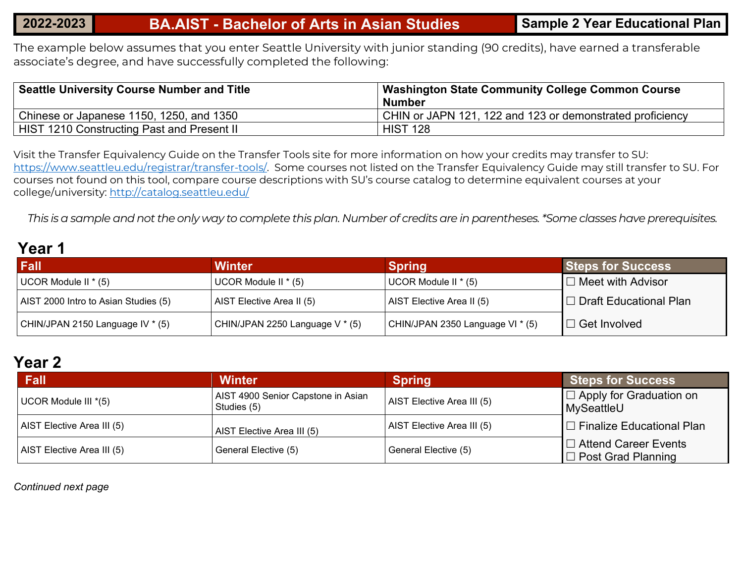# 2022-2023 | BA.AIST - Bachelor of Arts in Asian Studies | Sample 2 Year Educational Plan

The example below assumes that you enter Seattle University with junior standing (90 credits), have earned a transferable associate's degree, and have successfully completed the following:

| Seattle University Course Number and Title | Washington State Community College Common Course Number |
|---|---|
| Chinese or Japanese 1150, 1250, and 1350 | CHIN or JAPN 121, 122 and 123 or demonstrated proficiency |
| HIST 1210 Constructing Past and Present II | HIST 128 |

Visit the Transfer Equivalency Guide on the Transfer Tools site for more information on how your credits may transfer to SU: https://www.seattleu.edu/registrar/transfer-tools/. Some courses not listed on the Transfer Equivalency Guide may still transfer to SU. For courses not found on this tool, compare course descriptions with SU's course catalog to determine equivalent courses at your college/university: http://catalog.seattleu.edu/

*This is a sample and not the only way to complete this plan. Number of credits are in parentheses. *Some classes have prerequisites.*

## Year 1

| Fall | Winter | Spring | Steps for Success |
|---|---|---|---|
| UCOR Module II * (5) | UCOR Module II * (5) | UCOR Module II * (5) | ☐ Meet with Advisor |
| AIST 2000 Intro to Asian Studies (5) | AIST Elective Area II (5) | AIST Elective Area II (5) | ☐ Draft Educational Plan |
| CHIN/JPAN 2150 Language IV * (5) | CHIN/JPAN 2250 Language V * (5) | CHIN/JPAN 2350 Language VI * (5) | ☐ Get Involved |

## Year 2

| Fall | Winter | Spring | Steps for Success |
|---|---|---|---|
| UCOR Module III *(5) | AIST 4900 Senior Capstone in Asian Studies (5) | AIST Elective Area III (5) | ☐ Apply for Graduation on MySeattleU |
| AIST Elective Area III (5) | AIST Elective Area III (5) | AIST Elective Area III (5) | ☐ Finalize Educational Plan |
| AIST Elective Area III (5) | General Elective (5) | General Elective (5) | ☐ Attend Career Events<br>☐ Post Grad Planning |

*Continued next page*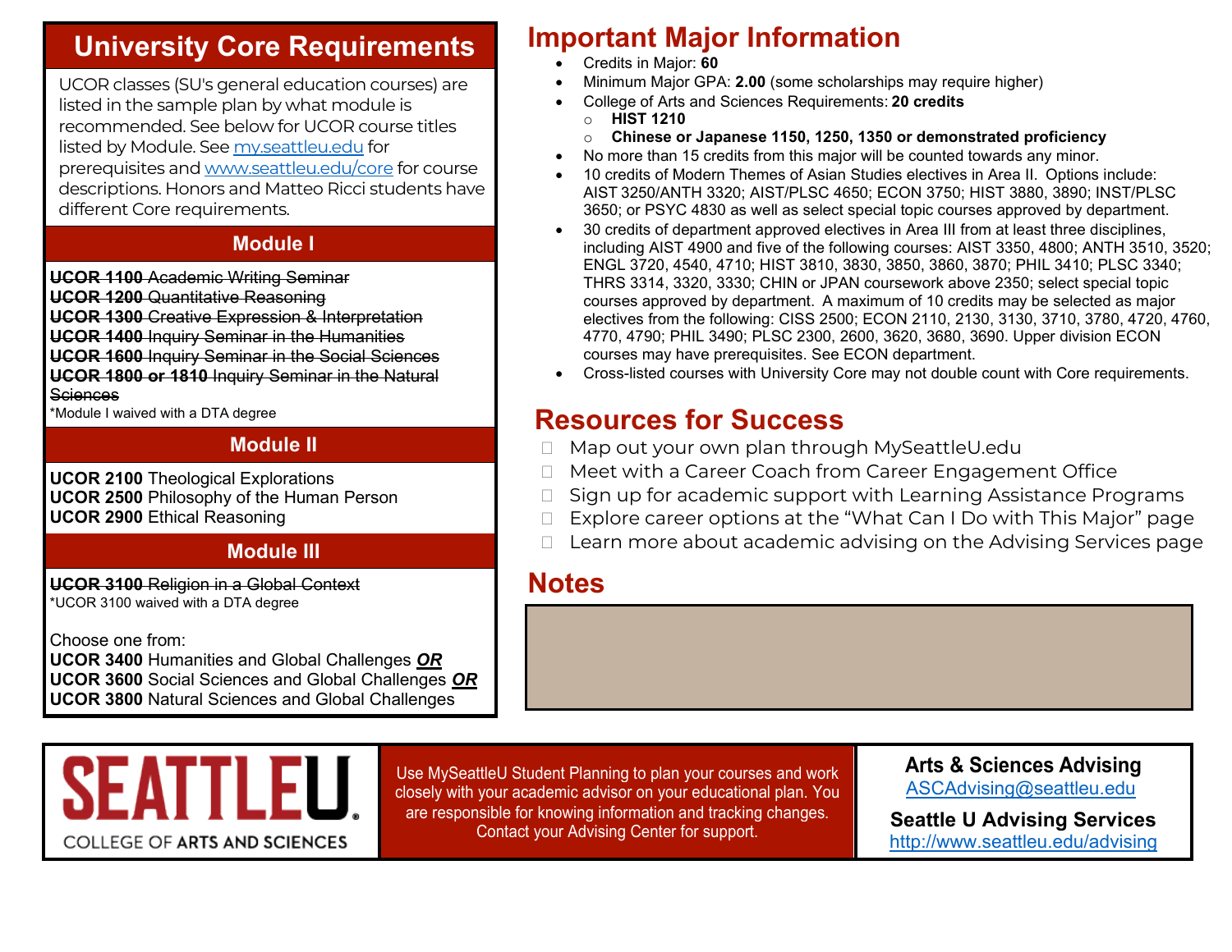# University Core Requirements

UCOR classes (SU's general education courses) are listed in the sample plan by what module is recommended. See below for UCOR course titles listed by Module. See my.seattleu.edu for prerequisites and www.seattleu.edu/core for course descriptions. Honors and Matteo Ricci students have different Core requirements.

## Module I

~~**UCOR 1100** Academic Writing Seminar~~
~~**UCOR 1200** Quantitative Reasoning~~
~~**UCOR 1300** Creative Expression & Interpretation~~
~~**UCOR 1400** Inquiry Seminar in the Humanities~~
~~**UCOR 1600** Inquiry Seminar in the Social Sciences~~
~~**UCOR 1800 or 1810** Inquiry Seminar in the Natural Sciences~~
*Module I waived with a DTA degree

## Module II

**UCOR 2100** Theological Explorations
**UCOR 2500** Philosophy of the Human Person
**UCOR 2900** Ethical Reasoning

## Module III

~~**UCOR 3100** Religion in a Global Context~~
*UCOR 3100 waived with a DTA degree

Choose one from:
**UCOR 3400** Humanities and Global Challenges ***OR***
**UCOR 3600** Social Sciences and Global Challenges ***OR***
**UCOR 3800** Natural Sciences and Global Challenges

# Important Major Information

- Credits in Major: **60**
- Minimum Major GPA: **2.00** (some scholarships may require higher)
- College of Arts and Sciences Requirements: **20 credits**
  - **HIST 1210**
  - **Chinese or Japanese 1150, 1250, 1350 or demonstrated proficiency**
- No more than 15 credits from this major will be counted towards any minor.
- 10 credits of Modern Themes of Asian Studies electives in Area II. Options include: AIST 3250/ANTH 3320; AIST/PLSC 4650; ECON 3750; HIST 3880, 3890; INST/PLSC 3650; or PSYC 4830 as well as select special topic courses approved by department.
- 30 credits of department approved electives in Area III from at least three disciplines, including AIST 4900 and five of the following courses: AIST 3350, 4800; ANTH 3510, 3520; ENGL 3720, 4540, 4710; HIST 3810, 3830, 3850, 3860, 3870; PHIL 3410; PLSC 3340; THRS 3314, 3320, 3330; CHIN or JPAN coursework above 2350; select special topic courses approved by department. A maximum of 10 credits may be selected as major electives from the following: CISS 2500; ECON 2110, 2130, 3130, 3710, 3780, 4720, 4760, 4770, 4790; PHIL 3490; PLSC 2300, 2600, 3620, 3680, 3690. Upper division ECON courses may have prerequisites. See ECON department.
- Cross-listed courses with University Core may not double count with Core requirements.

# Resources for Success

- Map out your own plan through MySeattleU.edu
- Meet with a Career Coach from Career Engagement Office
- Sign up for academic support with Learning Assistance Programs
- Explore career options at the "What Can I Do with This Major" page
- Learn more about academic advising on the Advising Services page

# Notes

SEATTLEU
COLLEGE OF ARTS AND SCIENCES

Use MySeattleU Student Planning to plan your courses and work closely with your academic advisor on your educational plan. You are responsible for knowing information and tracking changes. Contact your Advising Center for support.

**Arts & Sciences Advising**
ASCAdvising@seattleu.edu

**Seattle U Advising Services**
http://www.seattleu.edu/advising